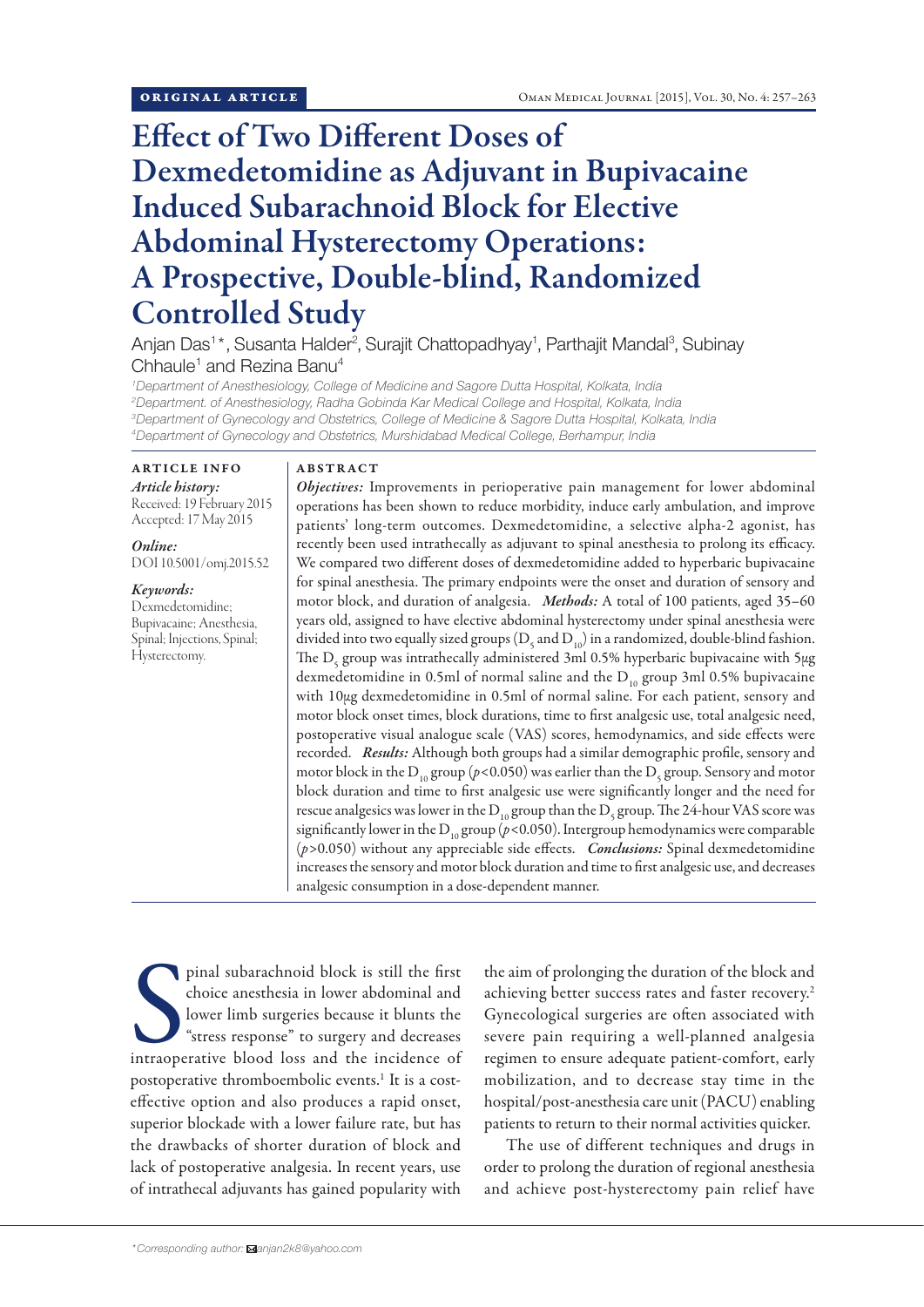ORIGINAL ARTICLE

# Effect of Two Different Doses of Dexmedetomidine as Adjuvant in Bupivacaine Induced Subarachnoid Block for Elective Abdominal Hysterectomy Operations: A Prospective, Double-blind, Randomized Controlled Study

Anjan Das[1]*, Susanta Halder[2], Surajit Chattopadhyay[1], Parthajit Mandal[3], Subinay Chhaule[1] and Rezina Banu[4]

[1]Department of Anesthesiology, College of Medicine and Sagore Dutta Hospital, Kolkata, India
[2]Department. of Anesthesiology, Radha Gobinda Kar Medical College and Hospital, Kolkata, India
[3]Department of Gynecology and Obstetrics, College of Medicine & Sagore Dutta Hospital, Kolkata, India
[4]Department of Gynecology and Obstetrics, Murshidabad Medical College, Berhampur, India

## ARTICLE INFO

*Article history:*
Received: 19 February 2015
Accepted: 17 May 2015

*Online:*
DOI 10.5001/omj.2015.52

*Keywords:*
Dexmedetomidine; Bupivacaine; Anesthesia, Spinal; Injections, Spinal; Hysterectomy.

## ABSTRACT

***Objectives:*** Improvements in perioperative pain management for lower abdominal operations has been shown to reduce morbidity, induce early ambulation, and improve patients' long-term outcomes. Dexmedetomidine, a selective alpha-2 agonist, has recently been used intrathecally as adjuvant to spinal anesthesia to prolong its efficacy. We compared two different doses of dexmedetomidine added to hyperbaric bupivacaine for spinal anesthesia. The primary endpoints were the onset and duration of sensory and motor block, and duration of analgesia. ***Methods:*** A total of 100 patients, aged 35–60 years old, assigned to have elective abdominal hysterectomy under spinal anesthesia were divided into two equally sized groups ($D_5$ and $D_{10}$) in a randomized, double-blind fashion. The $D_5$ group was intrathecally administered 3ml 0.5% hyperbaric bupivacaine with 5µg dexmedetomidine in 0.5ml of normal saline and the $D_{10}$ group 3ml 0.5% bupivacaine with 10µg dexmedetomidine in 0.5ml of normal saline. For each patient, sensory and motor block onset times, block durations, time to first analgesic use, total analgesic need, postoperative visual analogue scale (VAS) scores, hemodynamics, and side effects were recorded. ***Results:*** Although both groups had a similar demographic profile, sensory and motor block in the $D_{10}$ group ($p<0.050$) was earlier than the $D_5$ group. Sensory and motor block duration and time to first analgesic use were significantly longer and the need for rescue analgesics was lower in the $D_{10}$ group than the $D_5$ group. The 24-hour VAS score was significantly lower in the $D_{10}$ group ($p<0.050$). Intergroup hemodynamics were comparable ($p>0.050$) without any appreciable side effects. ***Conclusions:*** Spinal dexmedetomidine increases the sensory and motor block duration and time to first analgesic use, and decreases analgesic consumption in a dose-dependent manner.

Spinal subarachnoid block is still the first choice anesthesia in lower abdominal and lower limb surgeries because it blunts the "stress response" to surgery and decreases intraoperative blood loss and the incidence of postoperative thromboembolic events.[1] It is a cost-effective option and also produces a rapid onset, superior blockade with a lower failure rate, but has the drawbacks of shorter duration of block and lack of postoperative analgesia. In recent years, use of intrathecal adjuvants has gained popularity with the aim of prolonging the duration of the block and achieving better success rates and faster recovery.[2] Gynecological surgeries are often associated with severe pain requiring a well-planned analgesia regimen to ensure adequate patient-comfort, early mobilization, and to decrease stay time in the hospital/post-anesthesia care unit (PACU) enabling patients to return to their normal activities quicker.

The use of different techniques and drugs in order to prolong the duration of regional anesthesia and achieve post-hysterectomy pain relief have

*Corresponding author: anjan2k8@yahoo.com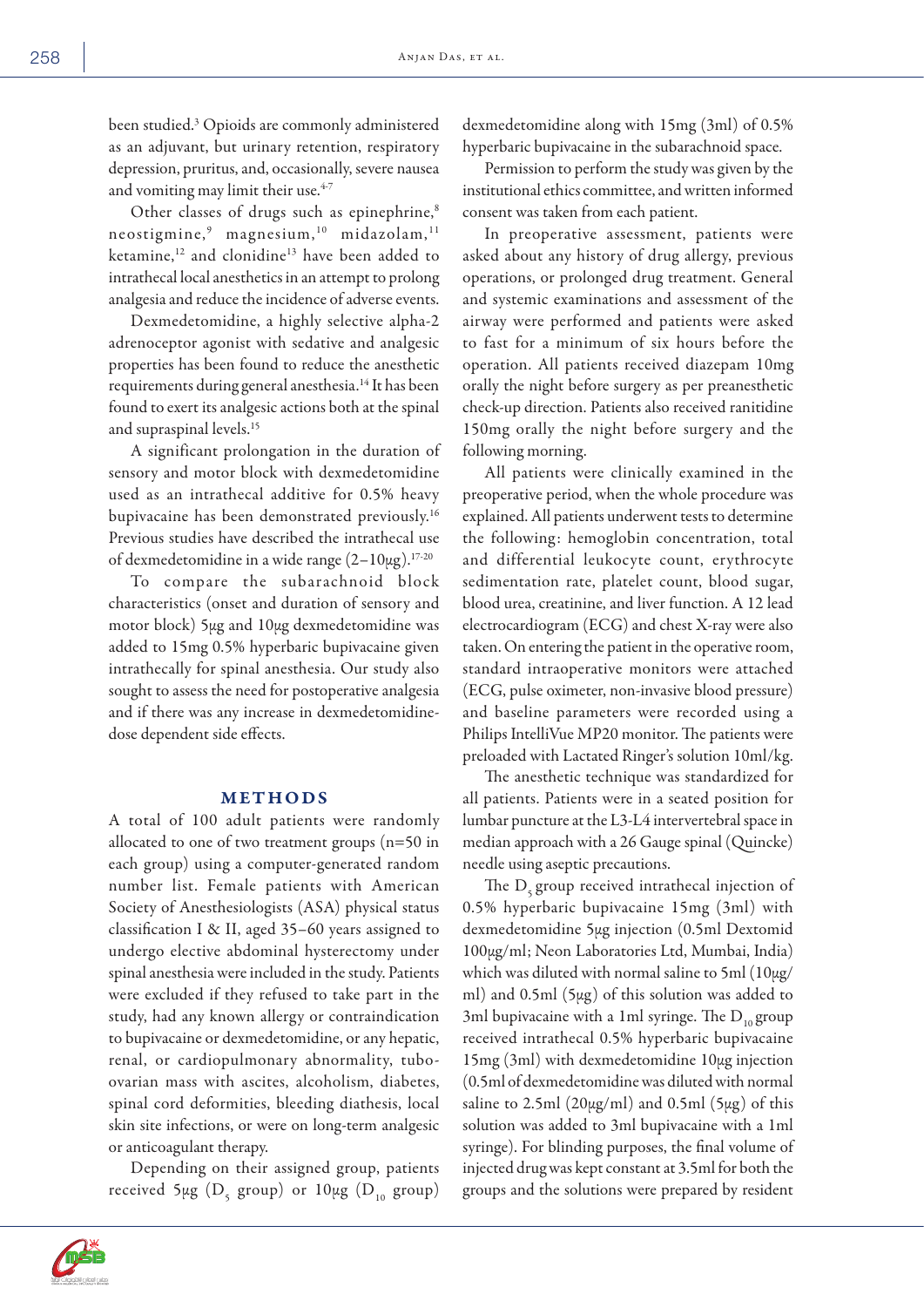been studied.[3] Opioids are commonly administered as an adjuvant, but urinary retention, respiratory depression, pruritus, and, occasionally, severe nausea and vomiting may limit their use.[4-7]

Other classes of drugs such as epinephrine,[8] neostigmine,[9] magnesium,[10] midazolam,[11] ketamine,[12] and clonidine[13] have been added to intrathecal local anesthetics in an attempt to prolong analgesia and reduce the incidence of adverse events.

Dexmedetomidine, a highly selective alpha-2 adrenoceptor agonist with sedative and analgesic properties has been found to reduce the anesthetic requirements during general anesthesia.[14] It has been found to exert its analgesic actions both at the spinal and supraspinal levels.[15]

A significant prolongation in the duration of sensory and motor block with dexmedetomidine used as an intrathecal additive for 0.5% heavy bupivacaine has been demonstrated previously.[16] Previous studies have described the intrathecal use of dexmedetomidine in a wide range (2–10μg).[17-20]

To compare the subarachnoid block characteristics (onset and duration of sensory and motor block) 5μg and 10μg dexmedetomidine was added to 15mg 0.5% hyperbaric bupivacaine given intrathecally for spinal anesthesia. Our study also sought to assess the need for postoperative analgesia and if there was any increase in dexmedetomidine-dose dependent side effects.

## METHODS

A total of 100 adult patients were randomly allocated to one of two treatment groups (n=50 in each group) using a computer-generated random number list. Female patients with American Society of Anesthesiologists (ASA) physical status classification I & II, aged 35–60 years assigned to undergo elective abdominal hysterectomy under spinal anesthesia were included in the study. Patients were excluded if they refused to take part in the study, had any known allergy or contraindication to bupivacaine or dexmedetomidine, or any hepatic, renal, or cardiopulmonary abnormality, tubo-ovarian mass with ascites, alcoholism, diabetes, spinal cord deformities, bleeding diathesis, local skin site infections, or were on long-term analgesic or anticoagulant therapy.

Depending on their assigned group, patients received 5μg ($D_5$ group) or 10μg ($D_{10}$ group) dexmedetomidine along with 15mg (3ml) of 0.5% hyperbaric bupivacaine in the subarachnoid space.

Permission to perform the study was given by the institutional ethics committee, and written informed consent was taken from each patient.

In preoperative assessment, patients were asked about any history of drug allergy, previous operations, or prolonged drug treatment. General and systemic examinations and assessment of the airway were performed and patients were asked to fast for a minimum of six hours before the operation. All patients received diazepam 10mg orally the night before surgery as per preanesthetic check-up direction. Patients also received ranitidine 150mg orally the night before surgery and the following morning.

All patients were clinically examined in the preoperative period, when the whole procedure was explained. All patients underwent tests to determine the following: hemoglobin concentration, total and differential leukocyte count, erythrocyte sedimentation rate, platelet count, blood sugar, blood urea, creatinine, and liver function. A 12 lead electrocardiogram (ECG) and chest X-ray were also taken. On entering the patient in the operative room, standard intraoperative monitors were attached (ECG, pulse oximeter, non-invasive blood pressure) and baseline parameters were recorded using a Philips IntelliVue MP20 monitor. The patients were preloaded with Lactated Ringer's solution 10ml/kg.

The anesthetic technique was standardized for all patients. Patients were in a seated position for lumbar puncture at the L3-L4 intervertebral space in median approach with a 26 Gauge spinal (Quincke) needle using aseptic precautions.

The $D_5$ group received intrathecal injection of 0.5% hyperbaric bupivacaine 15mg (3ml) with dexmedetomidine 5μg injection (0.5ml Dextomid 100μg/ml; Neon Laboratories Ltd, Mumbai, India) which was diluted with normal saline to 5ml (10μg/ml) and 0.5ml (5μg) of this solution was added to 3ml bupivacaine with a 1ml syringe. The $D_{10}$ group received intrathecal 0.5% hyperbaric bupivacaine 15mg (3ml) with dexmedetomidine 10μg injection (0.5ml of dexmedetomidine was diluted with normal saline to 2.5ml (20μg/ml) and 0.5ml (5μg) of this solution was added to 3ml bupivacaine with a 1ml syringe). For blinding purposes, the final volume of injected drug was kept constant at 3.5ml for both the groups and the solutions were prepared by resident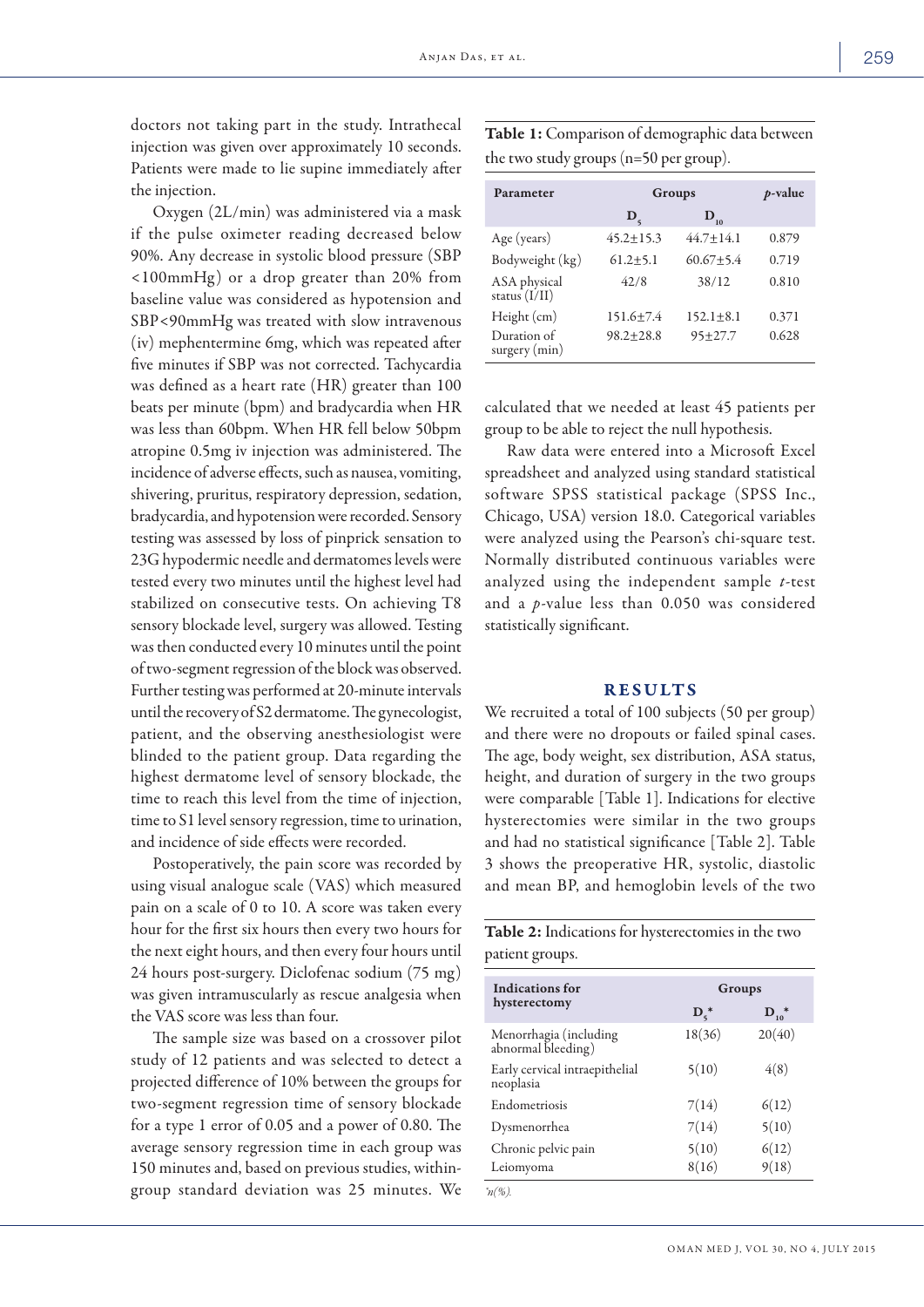doctors not taking part in the study. Intrathecal injection was given over approximately 10 seconds. Patients were made to lie supine immediately after the injection.

Oxygen (2L/min) was administered via a mask if the pulse oximeter reading decreased below 90%. Any decrease in systolic blood pressure (SBP <100mmHg) or a drop greater than 20% from baseline value was considered as hypotension and SBP<90mmHg was treated with slow intravenous (iv) mephentermine 6mg, which was repeated after five minutes if SBP was not corrected. Tachycardia was defined as a heart rate (HR) greater than 100 beats per minute (bpm) and bradycardia when HR was less than 60bpm. When HR fell below 50bpm atropine 0.5mg iv injection was administered. The incidence of adverse effects, such as nausea, vomiting, shivering, pruritus, respiratory depression, sedation, bradycardia, and hypotension were recorded. Sensory testing was assessed by loss of pinprick sensation to 23G hypodermic needle and dermatomes levels were tested every two minutes until the highest level had stabilized on consecutive tests. On achieving T8 sensory blockade level, surgery was allowed. Testing was then conducted every 10 minutes until the point of two-segment regression of the block was observed. Further testing was performed at 20-minute intervals until the recovery of S2 dermatome. The gynecologist, patient, and the observing anesthesiologist were blinded to the patient group. Data regarding the highest dermatome level of sensory blockade, the time to reach this level from the time of injection, time to S1 level sensory regression, time to urination, and incidence of side effects were recorded.

Postoperatively, the pain score was recorded by using visual analogue scale (VAS) which measured pain on a scale of 0 to 10. A score was taken every hour for the first six hours then every two hours for the next eight hours, and then every four hours until 24 hours post-surgery. Diclofenac sodium (75 mg) was given intramuscularly as rescue analgesia when the VAS score was less than four.

The sample size was based on a crossover pilot study of 12 patients and was selected to detect a projected difference of 10% between the groups for two-segment regression time of sensory blockade for a type 1 error of 0.05 and a power of 0.80. The average sensory regression time in each group was 150 minutes and, based on previous studies, within-group standard deviation was 25 minutes. We calculated that we needed at least 45 patients per group to be able to reject the null hypothesis.

Raw data were entered into a Microsoft Excel spreadsheet and analyzed using standard statistical software SPSS statistical package (SPSS Inc., Chicago, USA) version 18.0. Categorical variables were analyzed using the Pearson's chi-square test. Normally distributed continuous variables were analyzed using the independent sample *t*-test and a *p*-value less than 0.050 was considered statistically significant.

**Table 1:** Comparison of demographic data between the two study groups (n=50 per group).

| Parameter | Groups | | *p*-value |
|---|---|---|---|
| | $D_5$ | $D_{10}$ | |
| Age (years) | 45.2±15.3 | 44.7±14.1 | 0.879 |
| Bodyweight (kg) | 61.2±5.1 | 60.67±5.4 | 0.719 |
| ASA physical status (I/II) | 42/8 | 38/12 | 0.810 |
| Height (cm) | 151.6±7.4 | 152.1±8.1 | 0.371 |
| Duration of surgery (min) | 98.2±28.8 | 95±27.7 | 0.628 |

## RESULTS

We recruited a total of 100 subjects (50 per group) and there were no dropouts or failed spinal cases. The age, body weight, sex distribution, ASA status, height, and duration of surgery in the two groups were comparable [Table 1]. Indications for elective hysterectomies were similar in the two groups and had no statistical significance [Table 2]. Table 3 shows the preoperative HR, systolic, diastolic and mean BP, and hemoglobin levels of the two

**Table 2:** Indications for hysterectomies in the two patient groups.

| Indications for hysterectomy | Groups | |
|---|---|---|
| | $D_5$* | $D_{10}$* |
| Menorrhagia (including abnormal bleeding) | 18(36) | 20(40) |
| Early cervical intraepithelial neoplasia | 5(10) | 4(8) |
| Endometriosis | 7(14) | 6(12) |
| Dysmenorrhea | 7(14) | 5(10) |
| Chronic pelvic pain | 5(10) | 6(12) |
| Leiomyoma | 8(16) | 9(18) |

*n(%).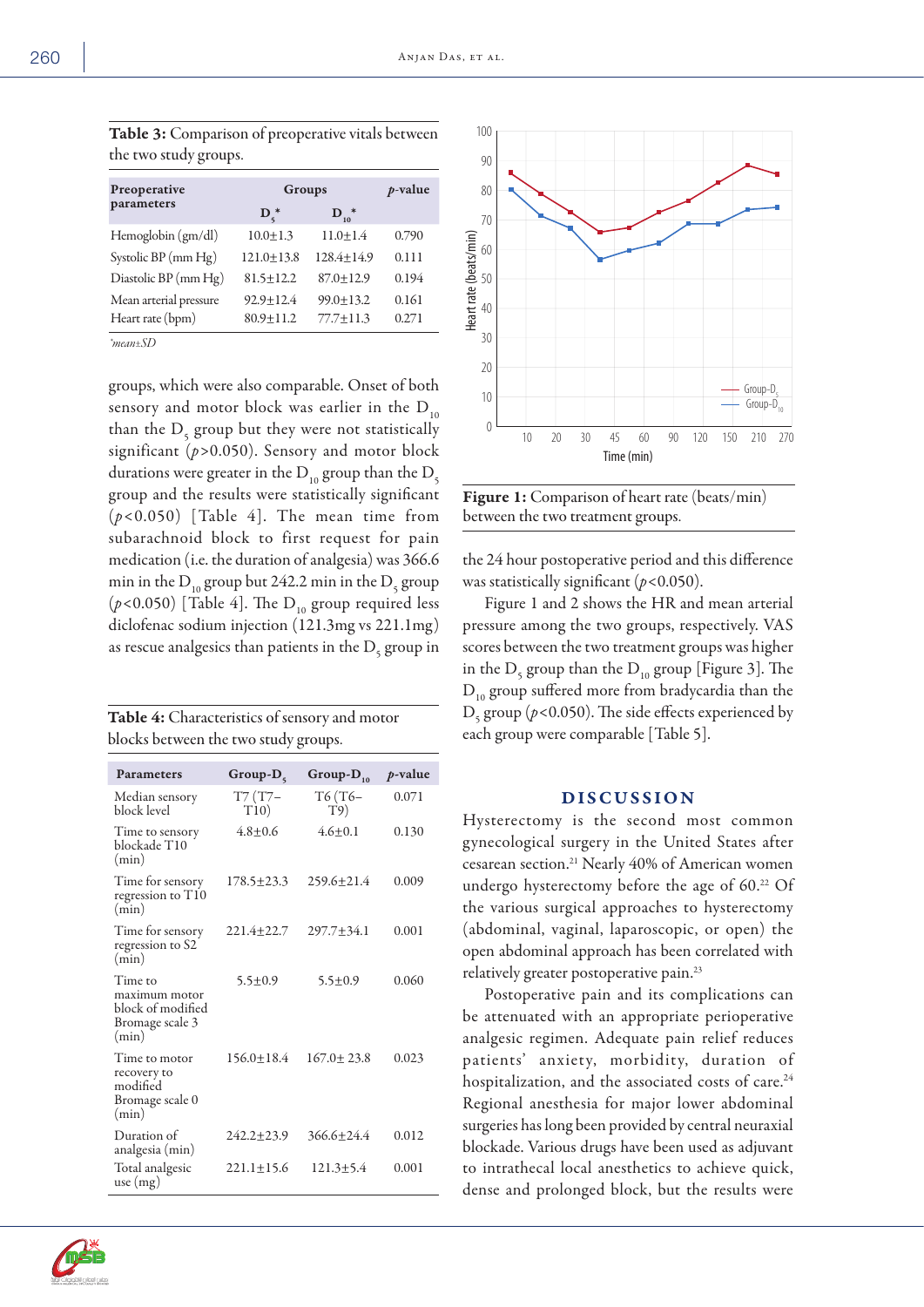**Table 3:** Comparison of preoperative vitals between the two study groups.

| Preoperative parameters | Groups | | *p*-value |
|---|---|---|---|
| | $D_5$* | $D_{10}$* | |
| Hemoglobin (gm/dl) | 10.0±1.3 | 11.0±1.4 | 0.790 |
| Systolic BP (mm Hg) | 121.0±13.8 | 128.4±14.9 | 0.111 |
| Diastolic BP (mm Hg) | 81.5±12.2 | 87.0±12.9 | 0.194 |
| Mean arterial pressure | 92.9±12.4 | 99.0±13.2 | 0.161 |
| Heart rate (bpm) | 80.9±11.2 | 77.7±11.3 | 0.271 |

*mean±SD

groups, which were also comparable. Onset of both sensory and motor block was earlier in the $D_{10}$ than the $D_5$ group but they were not statistically significant ($p>0.050$). Sensory and motor block durations were greater in the $D_{10}$ group than the $D_5$ group and the results were statistically significant ($p<0.050$) [Table 4]. The mean time from subarachnoid block to first request for pain medication (i.e. the duration of analgesia) was 366.6 min in the $D_{10}$ group but 242.2 min in the $D_5$ group ($p<0.050$) [Table 4]. The $D_{10}$ group required less diclofenac sodium injection (121.3mg vs 221.1mg) as rescue analgesics than patients in the $D_5$ group in the 24 hour postoperative period and this difference was statistically significant ($p<0.050$).

**Table 4:** Characteristics of sensory and motor blocks between the two study groups.

| Parameters | Group-$D_5$ | Group-$D_{10}$ | *p*-value |
|---|---|---|---|
| Median sensory block level | T7 (T7–T10) | T6 (T6–T9) | 0.071 |
| Time to sensory blockade T10 (min) | 4.8±0.6 | 4.6±0.1 | 0.130 |
| Time for sensory regression to T10 (min) | 178.5±23.3 | 259.6±21.4 | 0.009 |
| Time for sensory regression to S2 (min) | 221.4±22.7 | 297.7±34.1 | 0.001 |
| Time to maximum motor block of modified Bromage scale 3 (min) | 5.5±0.9 | 5.5±0.9 | 0.060 |
| Time to motor recovery to modified Bromage scale 0 (min) | 156.0±18.4 | 167.0± 23.8 | 0.023 |
| Duration of analgesia (min) | 242.2±23.9 | 366.6±24.4 | 0.012 |
| Total analgesic use (mg) | 221.1±15.6 | 121.3±5.4 | 0.001 |

**Figure 1:** Comparison of heart rate (beats/min) between the two treatment groups.

Figure 1 and 2 shows the HR and mean arterial pressure among the two groups, respectively. VAS scores between the two treatment groups was higher in the $D_5$ group than the $D_{10}$ group [Figure 3]. The $D_{10}$ group suffered more from bradycardia than the $D_5$ group ($p<0.050$). The side effects experienced by each group were comparable [Table 5].

## DISCUSSION

Hysterectomy is the second most common gynecological surgery in the United States after cesarean section.[21] Nearly 40% of American women undergo hysterectomy before the age of 60.[22] Of the various surgical approaches to hysterectomy (abdominal, vaginal, laparoscopic, or open) the open abdominal approach has been correlated with relatively greater postoperative pain.[23]

Postoperative pain and its complications can be attenuated with an appropriate perioperative analgesic regimen. Adequate pain relief reduces patients' anxiety, morbidity, duration of hospitalization, and the associated costs of care.[24] Regional anesthesia for major lower abdominal surgeries has long been provided by central neuraxial blockade. Various drugs have been used as adjuvant to intrathecal local anesthetics to achieve quick, dense and prolonged block, but the results were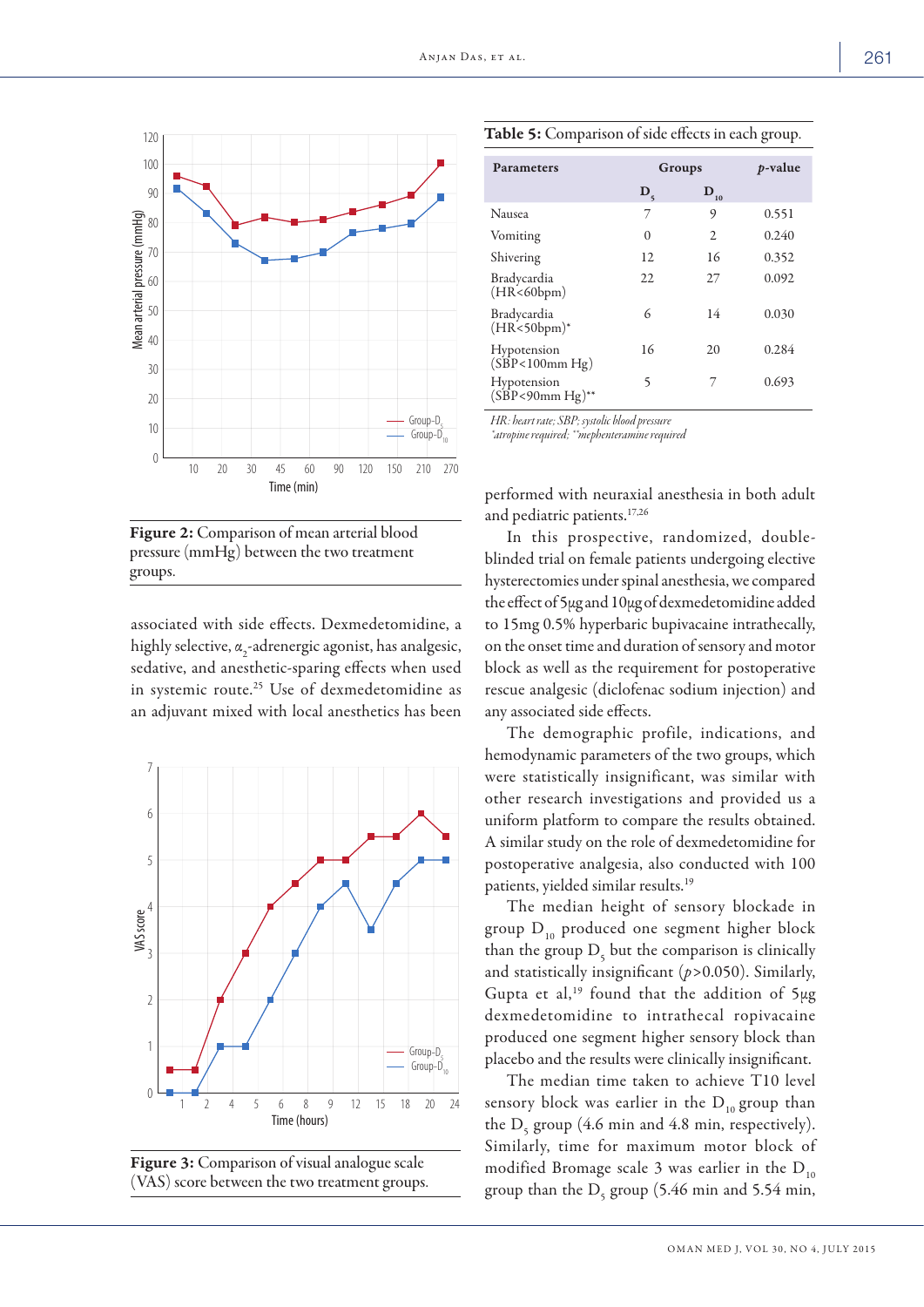**Figure 2:** Comparison of mean arterial blood pressure (mmHg) between the two treatment groups.

associated with side effects. Dexmedetomidine, a highly selective, $\alpha_2$-adrenergic agonist, has analgesic, sedative, and anesthetic-sparing effects when used in systemic route.[25] Use of dexmedetomidine as an adjuvant mixed with local anesthetics has been

**Figure 3:** Comparison of visual analogue scale (VAS) score between the two treatment groups.

**Table 5:** Comparison of side effects in each group.

| Parameters | Groups | | p-value |
|---|---|---|---|
| | $D_5$ | $D_{10}$ | |
| Nausea | 7 | 9 | 0.551 |
| Vomiting | 0 | 2 | 0.240 |
| Shivering | 12 | 16 | 0.352 |
| Bradycardia (HR<60bpm) | 22 | 27 | 0.092 |
| Bradycardia (HR<50bpm)* | 6 | 14 | 0.030 |
| Hypotension (SBP<100mm Hg) | 16 | 20 | 0.284 |
| Hypotension (SBP<90mm Hg)** | 5 | 7 | 0.693 |

*HR: heart rate; SBP; systolic blood pressure*
*\*atropine required; \*\*mephenteramine required*

performed with neuraxial anesthesia in both adult and pediatric patients.[17,26]

In this prospective, randomized, double-blinded trial on female patients undergoing elective hysterectomies under spinal anesthesia, we compared the effect of 5µg and 10µg of dexmedetomidine added to 15mg 0.5% hyperbaric bupivacaine intrathecally, on the onset time and duration of sensory and motor block as well as the requirement for postoperative rescue analgesic (diclofenac sodium injection) and any associated side effects.

The demographic profile, indications, and hemodynamic parameters of the two groups, which were statistically insignificant, was similar with other research investigations and provided us a uniform platform to compare the results obtained. A similar study on the role of dexmedetomidine for postoperative analgesia, also conducted with 100 patients, yielded similar results.[19]

The median height of sensory blockade in group $D_{10}$ produced one segment higher block than the group $D_5$ but the comparison is clinically and statistically insignificant ($p>0.050$). Similarly, Gupta et al,[19] found that the addition of 5µg dexmedetomidine to intrathecal ropivacaine produced one segment higher sensory block than placebo and the results were clinically insignificant.

The median time taken to achieve T10 level sensory block was earlier in the $D_{10}$ group than the $D_5$ group (4.6 min and 4.8 min, respectively). Similarly, time for maximum motor block of modified Bromage scale 3 was earlier in the $D_{10}$ group than the $D_5$ group (5.46 min and 5.54 min,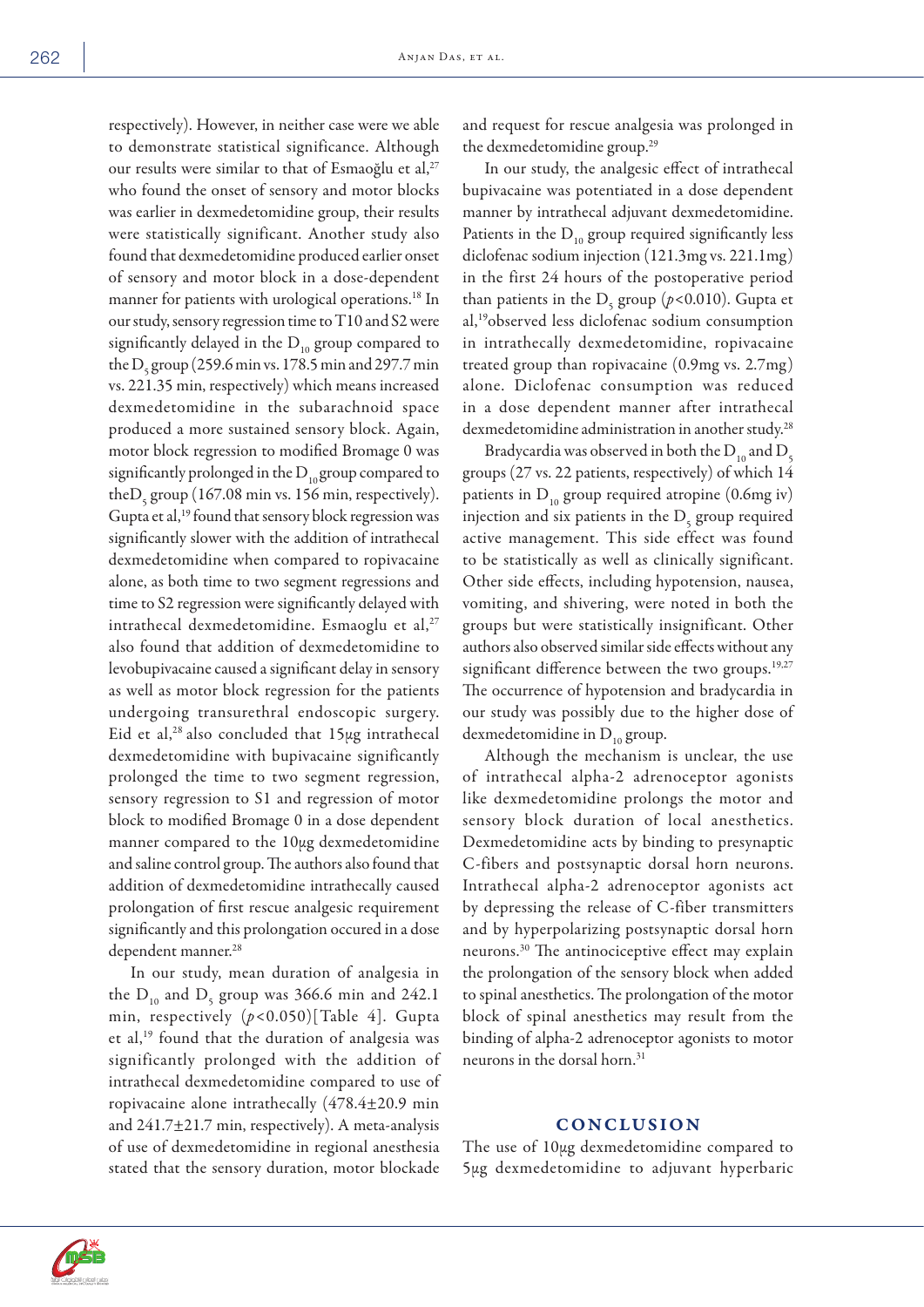respectively). However, in neither case were we able to demonstrate statistical significance. Although our results were similar to that of Esmaoğlu et al,[27] who found the onset of sensory and motor blocks was earlier in dexmedetomidine group, their results were statistically significant. Another study also found that dexmedetomidine produced earlier onset of sensory and motor block in a dose-dependent manner for patients with urological operations.[18] In our study, sensory regression time to T10 and S2 were significantly delayed in the $D_{10}$ group compared to the $D_5$ group (259.6 min vs. 178.5 min and 297.7 min vs. 221.35 min, respectively) which means increased dexmedetomidine in the subarachnoid space produced a more sustained sensory block. Again, motor block regression to modified Bromage 0 was significantly prolonged in the $D_{10}$ group compared to the $D_5$ group (167.08 min vs. 156 min, respectively). Gupta et al,[19] found that sensory block regression was significantly slower with the addition of intrathecal dexmedetomidine when compared to ropivacaine alone, as both time to two segment regressions and time to S2 regression were significantly delayed with intrathecal dexmedetomidine. Esmaoglu et al,[27] also found that addition of dexmedetomidine to levobupivacaine caused a significant delay in sensory as well as motor block regression for the patients undergoing transurethral endoscopic surgery. Eid et al,[28] also concluded that 15μg intrathecal dexmedetomidine with bupivacaine significantly prolonged the time to two segment regression, sensory regression to S1 and regression of motor block to modified Bromage 0 in a dose dependent manner compared to the 10μg dexmedetomidine and saline control group. The authors also found that addition of dexmedetomidine intrathecally caused prolongation of first rescue analgesic requirement significantly and this prolongation occured in a dose dependent manner.[28]

In our study, mean duration of analgesia in the $D_{10}$ and $D_5$ group was 366.6 min and 242.1 min, respectively ($p<0.050$)[Table 4]. Gupta et al,[19] found that the duration of analgesia was significantly prolonged with the addition of intrathecal dexmedetomidine compared to use of ropivacaine alone intrathecally (478.4±20.9 min and 241.7±21.7 min, respectively). A meta-analysis of use of dexmedetomidine in regional anesthesia stated that the sensory duration, motor blockade and request for rescue analgesia was prolonged in the dexmedetomidine group.[29]

In our study, the analgesic effect of intrathecal bupivacaine was potentiated in a dose dependent manner by intrathecal adjuvant dexmedetomidine. Patients in the $D_{10}$ group required significantly less diclofenac sodium injection (121.3mg vs. 221.1mg) in the first 24 hours of the postoperative period than patients in the $D_5$ group ($p<0.010$). Gupta et al,[19] observed less diclofenac sodium consumption in intrathecally dexmedetomidine, ropivacaine treated group than ropivacaine (0.9mg vs. 2.7mg) alone. Diclofenac consumption was reduced in a dose dependent manner after intrathecal dexmedetomidine administration in another study.[28]

Bradycardia was observed in both the $D_{10}$ and $D_5$ groups (27 vs. 22 patients, respectively) of which 14 patients in $D_{10}$ group required atropine (0.6mg iv) injection and six patients in the $D_5$ group required active management. This side effect was found to be statistically as well as clinically significant. Other side effects, including hypotension, nausea, vomiting, and shivering, were noted in both the groups but were statistically insignificant. Other authors also observed similar side effects without any significant difference between the two groups.[19,27] The occurrence of hypotension and bradycardia in our study was possibly due to the higher dose of dexmedetomidine in $D_{10}$ group.

Although the mechanism is unclear, the use of intrathecal alpha-2 adrenoceptor agonists like dexmedetomidine prolongs the motor and sensory block duration of local anesthetics. Dexmedetomidine acts by binding to presynaptic C-fibers and postsynaptic dorsal horn neurons. Intrathecal alpha-2 adrenoceptor agonists act by depressing the release of C-fiber transmitters and by hyperpolarizing postsynaptic dorsal horn neurons.[30] The antinociceptive effect may explain the prolongation of the sensory block when added to spinal anesthetics. The prolongation of the motor block of spinal anesthetics may result from the binding of alpha-2 adrenoceptor agonists to motor neurons in the dorsal horn.[31]

## CONCLUSION

The use of 10μg dexmedetomidine compared to 5μg dexmedetomidine to adjuvant hyperbaric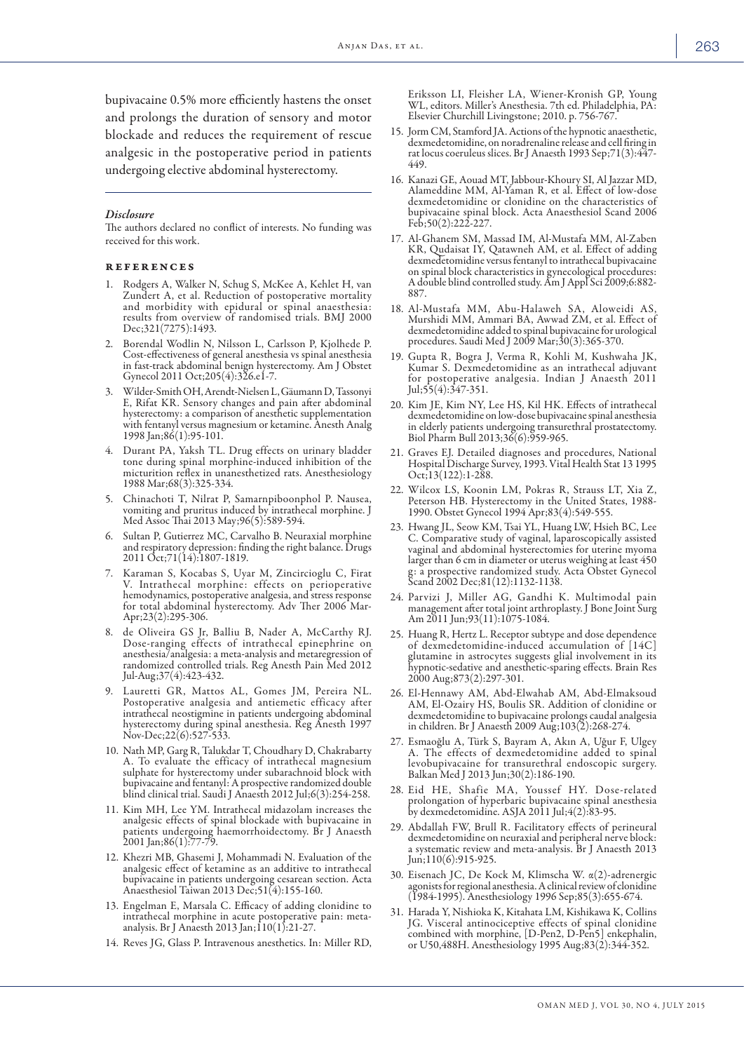bupivacaine 0.5% more efficiently hastens the onset and prolongs the duration of sensory and motor blockade and reduces the requirement of rescue analgesic in the postoperative period in patients undergoing elective abdominal hysterectomy.

### *Disclosure*

The authors declared no conflict of interests. No funding was received for this work.

## References

1. Rodgers A, Walker N, Schug S, McKee A, Kehlet H, van Zundert A, et al. Reduction of postoperative mortality and morbidity with epidural or spinal anaesthesia: results from overview of randomised trials. BMJ 2000 Dec;321(7275):1493.
2. Borendal Wodlin N, Nilsson L, Carlsson P, Kjolhede P. Cost-effectiveness of general anesthesia vs spinal anesthesia in fast-track abdominal benign hysterectomy. Am J Obstet Gynecol 2011 Oct;205(4):326.e1-7.
3. Wilder-Smith OH, Arendt-Nielsen L, Gäumann D, Tassonyi E, Rifat KR. Sensory changes and pain after abdominal hysterectomy: a comparison of anesthetic supplementation with fentanyl versus magnesium or ketamine. Anesth Analg 1998 Jan;86(1):95-101.
4. Durant PA, Yaksh TL. Drug effects on urinary bladder tone during spinal morphine-induced inhibition of the micturition reflex in unanesthetized rats. Anesthesiology 1988 Mar;68(3):325-334.
5. Chinachoti T, Nilrat P, Samarnpiboonphol P. Nausea, vomiting and pruritus induced by intrathecal morphine. J Med Assoc Thai 2013 May;96(5):589-594.
6. Sultan P, Gutierrez MC, Carvalho B. Neuraxial morphine and respiratory depression: finding the right balance. Drugs 2011 Oct;71(14):1807-1819.
7. Karaman S, Kocabas S, Uyar M, Zincircioglu C, Firat V. Intrathecal morphine: effects on perioperative hemodynamics, postoperative analgesia, and stress response for total abdominal hysterectomy. Adv Ther 2006 Mar-Apr;23(2):295-306.
8. de Oliveira GS Jr, Balliu B, Nader A, McCarthy RJ. Dose-ranging effects of intrathecal epinephrine on anesthesia/analgesia: a meta-analysis and metaregression of randomized controlled trials. Reg Anesth Pain Med 2012 Jul-Aug;37(4):423-432.
9. Lauretti GR, Mattos AL, Gomes JM, Pereira NL. Postoperative analgesia and antiemetic efficacy after intrathecal neostigmine in patients undergoing abdominal hysterectomy during spinal anesthesia. Reg Anesth 1997 Nov-Dec;22(6):527-533.
10. Nath MP, Garg R, Talukdar T, Choudhary D, Chakrabarty A. To evaluate the efficacy of intrathecal magnesium sulphate for hysterectomy under subarachnoid block with bupivacaine and fentanyl: A prospective randomized double blind clinical trial. Saudi J Anaesth 2012 Jul;6(3):254-258.
11. Kim MH, Lee YM. Intrathecal midazolam increases the analgesic effects of spinal blockade with bupivacaine in patients undergoing haemorrhoidectomy. Br J Anaesth 2001 Jan;86(1):77-79.
12. Khezri MB, Ghasemi J, Mohammadi N. Evaluation of the analgesic effect of ketamine as an additive to intrathecal bupivacaine in patients undergoing cesarean section. Acta Anaesthesiol Taiwan 2013 Dec;51(4):155-160.
13. Engelman E, Marsala C. Efficacy of adding clonidine to intrathecal morphine in acute postoperative pain: meta-analysis. Br J Anaesth 2013 Jan;110(1):21-27.
14. Reves JG, Glass P. Intravenous anesthetics. In: Miller RD, Eriksson LI, Fleisher LA, Wiener-Kronish GP, Young WL, editors. Miller's Anesthesia. 7th ed. Philadelphia, PA: Elsevier Churchill Livingstone; 2010. p. 756-767.
15. Jorm CM, Stamford JA. Actions of the hypnotic anaesthetic, dexmedetomidine, on noradrenaline release and cell firing in rat locus coeruleus slices. Br J Anaesth 1993 Sep;71(3):447-449.
16. Kanazi GE, Aouad MT, Jabbour-Khoury SI, Al Jazzar MD, Alameddine MM, Al-Yaman R, et al. Effect of low-dose dexmedetomidine or clonidine on the characteristics of bupivacaine spinal block. Acta Anaesthesiol Scand 2006 Feb;50(2):222-227.
17. Al-Ghanem SM, Massad IM, Al-Mustafa MM, Al-Zaben KR, Qudaisat IY, Qatawneh AM, et al. Effect of adding dexmedetomidine versus fentanyl to intrathecal bupivacaine on spinal block characteristics in gynecological procedures: A double blind controlled study. Am J Appl Sci 2009;6:882-887.
18. Al-Mustafa MM, Abu-Halaweh SA, Aloweidi AS, Murshidi MM, Ammari BA, Awwad ZM, et al. Effect of dexmedetomidine added to spinal bupivacaine for urological procedures. Saudi Med J 2009 Mar;30(3):365-370.
19. Gupta R, Bogra J, Verma R, Kohli M, Kushwaha JK, Kumar S. Dexmedetomidine as an intrathecal adjuvant for postoperative analgesia. Indian J Anaesth 2011 Jul;55(4):347-351.
20. Kim JE, Kim NY, Lee HS, Kil HK. Effects of intrathecal dexmedetomidine on low-dose bupivacaine spinal anesthesia in elderly patients undergoing transurethral prostatectomy. Biol Pharm Bull 2013;36(6):959-965.
21. Graves EJ. Detailed diagnoses and procedures, National Hospital Discharge Survey, 1993. Vital Health Stat 13 1995 Oct;13(122):1-288.
22. Wilcox LS, Koonin LM, Pokras R, Strauss LT, Xia Z, Peterson HB. Hysterectomy in the United States, 1988-1990. Obstet Gynecol 1994 Apr;83(4):549-555.
23. Hwang JL, Seow KM, Tsai YL, Huang LW, Hsieh BC, Lee C. Comparative study of vaginal, laparoscopically assisted vaginal and abdominal hysterectomies for uterine myoma larger than 6 cm in diameter or uterus weighing at least 450 g: a prospective randomized study. Acta Obstet Gynecol Scand 2002 Dec;81(12):1132-1138.
24. Parvizi J, Miller AG, Gandhi K. Multimodal pain management after total joint arthroplasty. J Bone Joint Surg Am 2011 Jun;93(11):1075-1084.
25. Huang R, Hertz L. Receptor subtype and dose dependence of dexmedetomidine-induced accumulation of [14C] glutamine in astrocytes suggests glial involvement in its hypnotic-sedative and anesthetic-sparing effects. Brain Res 2000 Aug;873(2):297-301.
26. El-Hennawy AM, Abd-Elwahab AM, Abd-Elmaksoud AM, El-Ozairy HS, Boulis SR. Addition of clonidine or dexmedetomidine to bupivacaine prolongs caudal analgesia in children. Br J Anaesth 2009 Aug;103(2):268-274.
27. Esmaoğlu A, Türk S, Bayram A, Akın A, Uğur F, Ulgey A. The effects of dexmedetomidine added to spinal levobupivacaine for transurethral endoscopic surgery. Balkan Med J 2013 Jun;30(2):186-190.
28. Eid HE, Shafie MA, Youssef HY. Dose-related prolongation of hyperbaric bupivacaine spinal anesthesia by dexmedetomidine. ASJA 2011 Jul;4(2):83-95.
29. Abdallah FW, Brull R. Facilitatory effects of perineural dexmedetomidine on neuraxial and peripheral nerve block: a systematic review and meta-analysis. Br J Anaesth 2013 Jun;110(6):915-925.
30. Eisenach JC, De Kock M, Klimscha W. α(2)-adrenergic agonists for regional anesthesia. A clinical review of clonidine (1984-1995). Anesthesiology 1996 Sep;85(3):655-674.
31. Harada Y, Nishioka K, Kitahata LM, Kishikawa K, Collins JG. Visceral antinociceptive effects of spinal clonidine combined with morphine, [D-Pen2, D-Pen5] enkephalin, or U50,488H. Anesthesiology 1995 Aug;83(2):344-352.